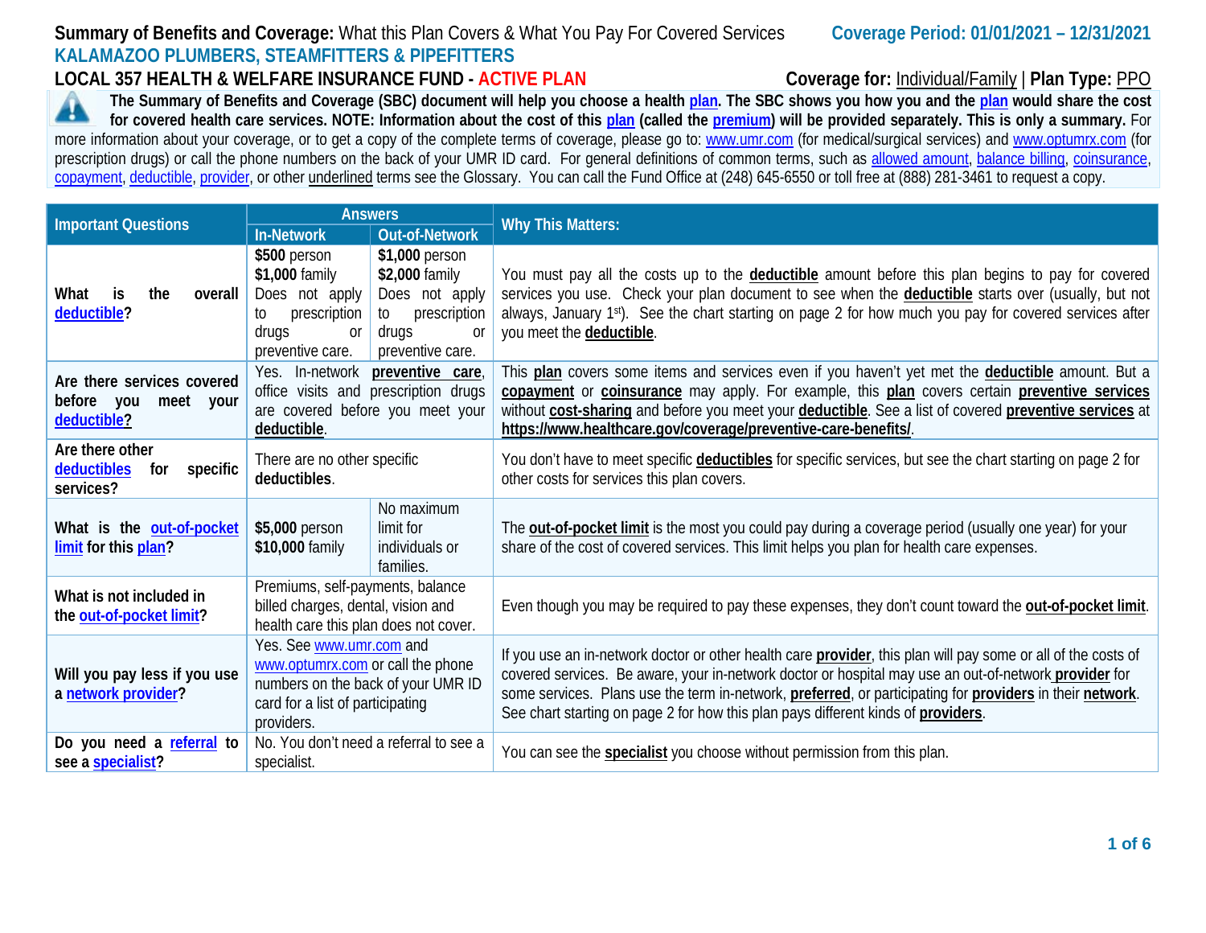**Summary of Benefits and Coverage:** What this Plan Covers & What You Pay For Covered Services **Coverage Period: 01/01/2021 – 12/31/2021**

**KALAMAZOO PLUMBERS, STEAMFITTERS & PIPEFITTERS**

**LOCAL 357 HEALTH & WELFARE INSURANCE FUND - ACTIVE PLAN** **Coverage for:** Individual/Family | **Plan Type:** PPO

**The Summary of Benefits and Coverage (SBC) document will help you choose a health plan. The SBC shows you how you and the plan would share the cost for covered health care services. NOTE: Information about the cost of this plan (called the premium) will be provided separately. This is only a summary.** For more information about your coverage, or to get a copy of the complete terms of coverage, please go to: www.umr.com (for medical/surgical services) and www.optumrx.com (for prescription drugs) or call the phone numbers on the back of your UMR ID card. For general definitions of common terms, such as allowed amount, balance billing, coinsurance, copayment, deductible, provider, or other underlined terms see the Glossary. You can call the Fund Office at (248) 645-6550 or toll free at (888) 281-3461 to request a copy.

| Important Questions | Answers | | Why This Matters: |
|---|---|---|---|
| | In-Network | Out-of-Network | |
| **What is the overall deductible?** | **$500** person<br>**$1,000** family<br>Does not apply to prescription drugs or preventive care. | **$1,000** person<br>**$2,000** family<br>Does not apply to prescription drugs or preventive care. | You must pay all the costs up to the **deductible** amount before this plan begins to pay for covered services you use. Check your plan document to see when the **deductible** starts over (usually, but not always, January 1st). See the chart starting on page 2 for how much you pay for covered services after you meet the **deductible**. |
| **Are there services covered before you meet your deductible?** | Yes. In-network **preventive care**, office visits and prescription drugs are covered before you meet your **deductible**. | | This **plan** covers some items and services even if you haven't yet met the **deductible** amount. But a **copayment** or **coinsurance** may apply. For example, this **plan** covers certain **preventive services** without **cost-sharing** and before you meet your **deductible**. See a list of covered **preventive services** at **https://www.healthcare.gov/coverage/preventive-care-benefits/**. |
| **Are there other deductibles for specific services?** | There are no other specific **deductibles**. | | You don't have to meet specific **deductibles** for specific services, but see the chart starting on page 2 for other costs for services this plan covers. |
| **What is the out-of-pocket limit for this plan?** | **$5,000** person<br>**$10,000** family | No maximum limit for individuals or families. | The **out-of-pocket limit** is the most you could pay during a coverage period (usually one year) for your share of the cost of covered services. This limit helps you plan for health care expenses. |
| **What is not included in the out-of-pocket limit?** | Premiums, self-payments, balance billed charges, dental, vision and health care this plan does not cover. | | Even though you may be required to pay these expenses, they don't count toward the **out-of-pocket limit**. |
| **Will you pay less if you use a network provider?** | Yes. See www.umr.com and www.optumrx.com or call the phone numbers on the back of your UMR ID card for a list of participating providers. | | If you use an in-network doctor or other health care **provider**, this plan will pay some or all of the costs of covered services. Be aware, your in-network doctor or hospital may use an out-of-network **provider** for some services. Plans use the term in-network, **preferred**, or participating for **providers** in their **network**. See chart starting on page 2 for how this plan pays different kinds of **providers**. |
| **Do you need a referral to see a specialist?** | No. You don't need a referral to see a specialist. | | You can see the **specialist** you choose without permission from this plan. |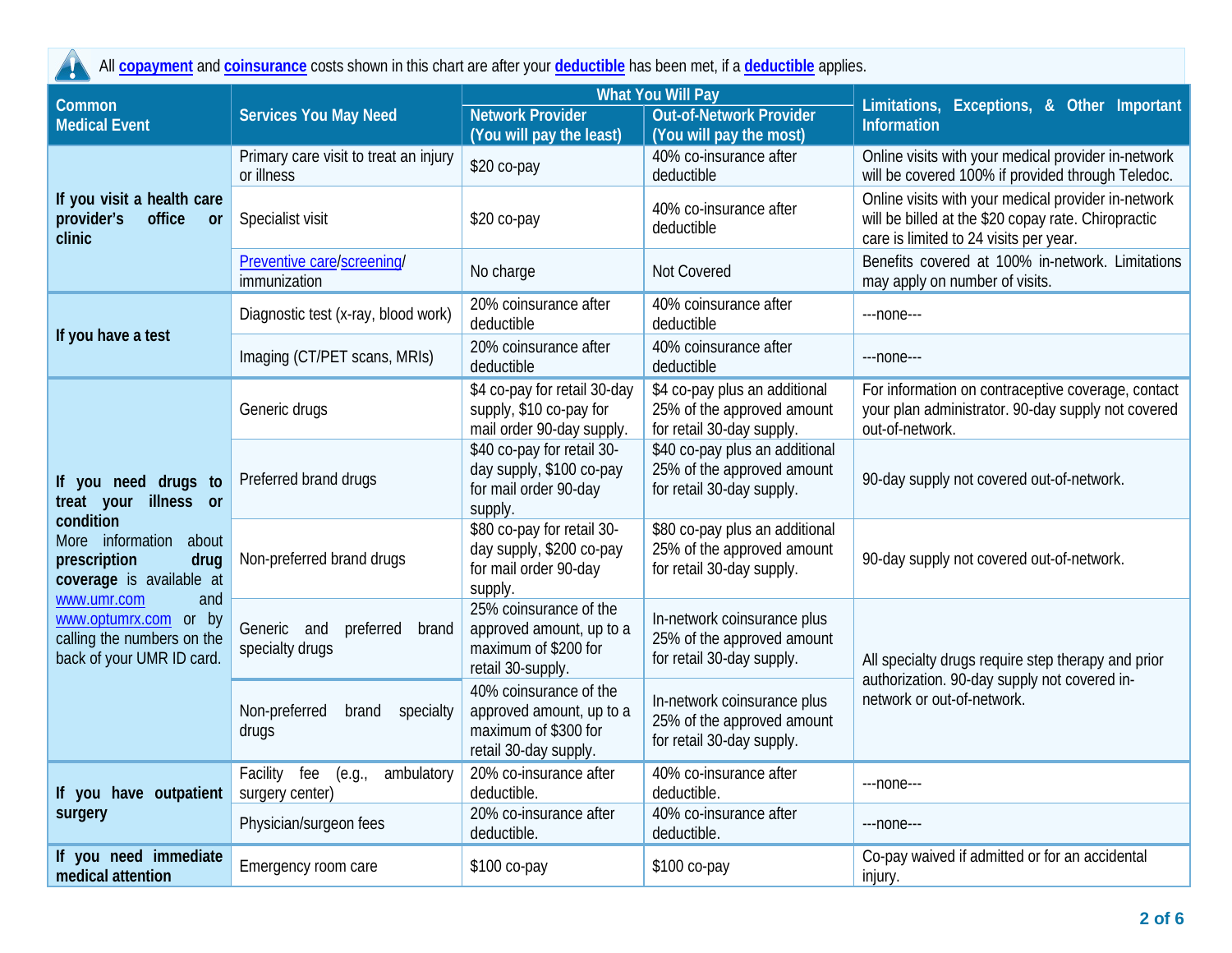All **copayment** and **coinsurance** costs shown in this chart are after your **deductible** has been met, if a **deductible** applies.

| Common Medical Event | Services You May Need | What You Will Pay | | Limitations, Exceptions, & Other Important Information |
|---|---|---|---|---|
| | | Network Provider (You will pay the least) | Out-of-Network Provider (You will pay the most) | |
| **If you visit a health care provider's office or clinic** | Primary care visit to treat an injury or illness | $20 co-pay | 40% co-insurance after deductible | Online visits with your medical provider in-network will be covered 100% if provided through Teledoc. |
| | Specialist visit | $20 co-pay | 40% co-insurance after deductible | Online visits with your medical provider in-network will be billed at the $20 copay rate. Chiropractic care is limited to 24 visits per year. |
| | Preventive care/screening/ immunization | No charge | Not Covered | Benefits covered at 100% in-network. Limitations may apply on number of visits. |
| **If you have a test** | Diagnostic test (x-ray, blood work) | 20% coinsurance after deductible | 40% coinsurance after deductible | ---none--- |
| | Imaging (CT/PET scans, MRIs) | 20% coinsurance after deductible | 40% coinsurance after deductible | ---none--- |
| **If you need drugs to treat your illness or condition** More information about **prescription drug coverage** is available at www.umr.com and www.optumrx.com or by calling the numbers on the back of your UMR ID card. | Generic drugs | $4 co-pay for retail 30-day supply, $10 co-pay for mail order 90-day supply. | $4 co-pay plus an additional 25% of the approved amount for retail 30-day supply. | For information on contraceptive coverage, contact your plan administrator. 90-day supply not covered out-of-network. |
| | Preferred brand drugs | $40 co-pay for retail 30-day supply, $100 co-pay for mail order 90-day supply. | $40 co-pay plus an additional 25% of the approved amount for retail 30-day supply. | 90-day supply not covered out-of-network. |
| | Non-preferred brand drugs | $80 co-pay for retail 30-day supply, $200 co-pay for mail order 90-day supply. | $80 co-pay plus an additional 25% of the approved amount for retail 30-day supply. | 90-day supply not covered out-of-network. |
| | Generic and preferred brand specialty drugs | 25% coinsurance of the approved amount, up to a maximum of $200 for retail 30-supply. | In-network coinsurance plus 25% of the approved amount for retail 30-day supply. | All specialty drugs require step therapy and prior authorization. 90-day supply not covered in-network or out-of-network. |
| | Non-preferred brand specialty drugs | 40% coinsurance of the approved amount, up to a maximum of $300 for retail 30-day supply. | In-network coinsurance plus 25% of the approved amount for retail 30-day supply. | |
| **If you have outpatient surgery** | Facility fee (e.g., ambulatory surgery center) | 20% co-insurance after deductible. | 40% co-insurance after deductible. | ---none--- |
| | Physician/surgeon fees | 20% co-insurance after deductible. | 40% co-insurance after deductible. | ---none--- |
| **If you need immediate medical attention** | Emergency room care | $100 co-pay | $100 co-pay | Co-pay waived if admitted or for an accidental injury. |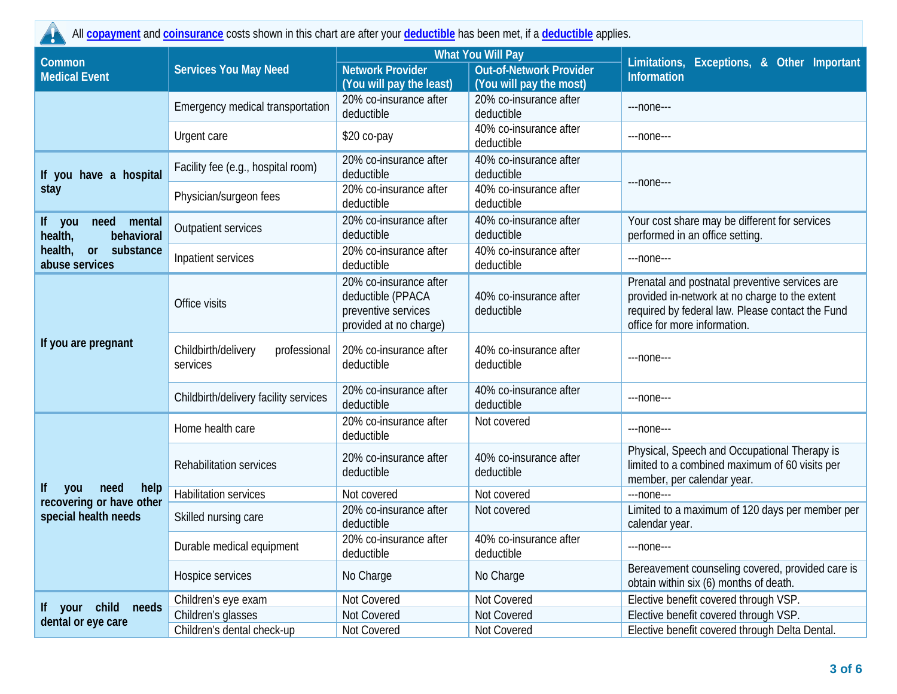All **copayment** and **coinsurance** costs shown in this chart are after your **deductible** has been met, if a **deductible** applies.

| Common Medical Event | Services You May Need | What You Will Pay | | Limitations, Exceptions, & Other Important Information |
|---|---|---|---|---|
| | | Network Provider (You will pay the least) | Out-of-Network Provider (You will pay the most) | |
| | Emergency medical transportation | 20% co-insurance after deductible | 20% co-insurance after deductible | ---none--- |
| | Urgent care | $20 co-pay | 40% co-insurance after deductible | ---none--- |
| If you have a hospital stay | Facility fee (e.g., hospital room) | 20% co-insurance after deductible | 40% co-insurance after deductible | ---none--- |
| | Physician/surgeon fees | 20% co-insurance after deductible | 40% co-insurance after deductible | |
| If you need mental health, behavioral health, or substance abuse services | Outpatient services | 20% co-insurance after deductible | 40% co-insurance after deductible | Your cost share may be different for services performed in an office setting. |
| | Inpatient services | 20% co-insurance after deductible | 40% co-insurance after deductible | ---none--- |
| If you are pregnant | Office visits | 20% co-insurance after deductible (PPACA preventive services provided at no charge) | 40% co-insurance after deductible | Prenatal and postnatal preventive services are provided in-network at no charge to the extent required by federal law. Please contact the Fund office for more information. |
| | Childbirth/delivery professional services | 20% co-insurance after deductible | 40% co-insurance after deductible | ---none--- |
| | Childbirth/delivery facility services | 20% co-insurance after deductible | 40% co-insurance after deductible | ---none--- |
| If you need help recovering or have other special health needs | Home health care | 20% co-insurance after deductible | Not covered | ---none--- |
| | Rehabilitation services | 20% co-insurance after deductible | 40% co-insurance after deductible | Physical, Speech and Occupational Therapy is limited to a combined maximum of 60 visits per member, per calendar year. |
| | Habilitation services | Not covered | Not covered | ---none--- |
| | Skilled nursing care | 20% co-insurance after deductible | Not covered | Limited to a maximum of 120 days per member per calendar year. |
| | Durable medical equipment | 20% co-insurance after deductible | 40% co-insurance after deductible | ---none--- |
| | Hospice services | No Charge | No Charge | Bereavement counseling covered, provided care is obtain within six (6) months of death. |
| If your child needs dental or eye care | Children's eye exam | Not Covered | Not Covered | Elective benefit covered through VSP. |
| | Children's glasses | Not Covered | Not Covered | Elective benefit covered through VSP. |
| | Children's dental check-up | Not Covered | Not Covered | Elective benefit covered through Delta Dental. |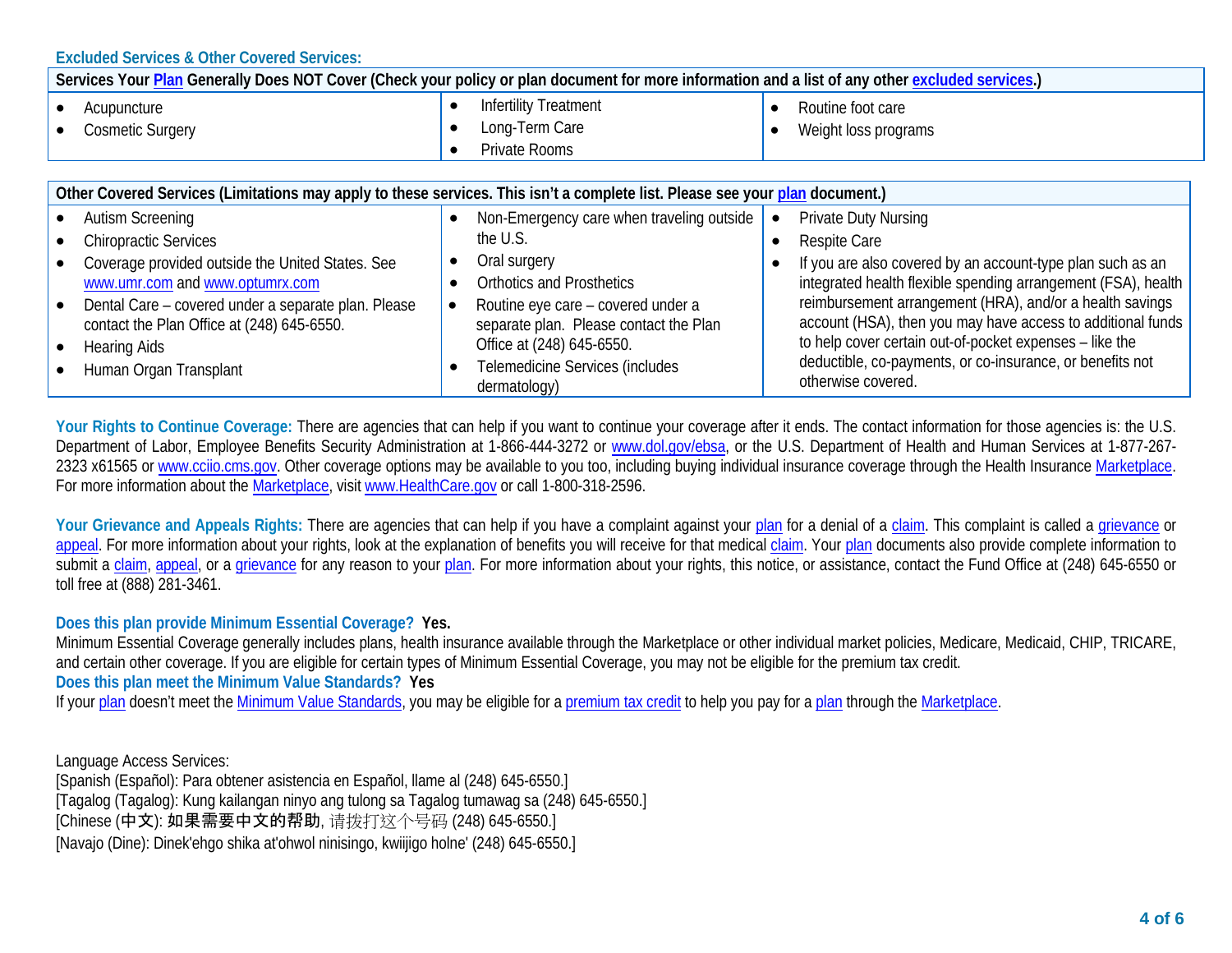## Excluded Services & Other Covered Services:

| Services Your Plan Generally Does NOT Cover (Check your policy or plan document for more information and a list of any other excluded services.) | | |
|---|---|---|
| • Acupuncture<br>• Cosmetic Surgery | • Infertility Treatment<br>• Long-Term Care<br>• Private Rooms | • Routine foot care<br>• Weight loss programs |

| Other Covered Services (Limitations may apply to these services. This isn't a complete list. Please see your plan document.) | | |
|---|---|---|
| • Autism Screening<br>• Chiropractic Services<br>• Coverage provided outside the United States. See www.umr.com and www.optumrx.com<br>• Dental Care – covered under a separate plan. Please contact the Plan Office at (248) 645-6550.<br>• Hearing Aids<br>• Human Organ Transplant | • Non-Emergency care when traveling outside the U.S.<br>• Oral surgery<br>• Orthotics and Prosthetics<br>• Routine eye care – covered under a separate plan. Please contact the Plan Office at (248) 645-6550.<br>• Telemedicine Services (includes dermatology) | • Private Duty Nursing<br>• Respite Care<br>• If you are also covered by an account-type plan such as an integrated health flexible spending arrangement (FSA), health reimbursement arrangement (HRA), and/or a health savings account (HSA), then you may have access to additional funds to help cover certain out-of-pocket expenses – like the deductible, co-payments, or co-insurance, or benefits not otherwise covered. |

**Your Rights to Continue Coverage:** There are agencies that can help if you want to continue your coverage after it ends. The contact information for those agencies is: the U.S. Department of Labor, Employee Benefits Security Administration at 1-866-444-3272 or www.dol.gov/ebsa, or the U.S. Department of Health and Human Services at 1-877-267-2323 x61565 or www.cciio.cms.gov. Other coverage options may be available to you too, including buying individual insurance coverage through the Health Insurance Marketplace. For more information about the Marketplace, visit www.HealthCare.gov or call 1-800-318-2596.

**Your Grievance and Appeals Rights:** There are agencies that can help if you have a complaint against your plan for a denial of a claim. This complaint is called a grievance or appeal. For more information about your rights, look at the explanation of benefits you will receive for that medical claim. Your plan documents also provide complete information to submit a claim, appeal, or a grievance for any reason to your plan. For more information about your rights, this notice, or assistance, contact the Fund Office at (248) 645-6550 or toll free at (888) 281-3461.

**Does this plan provide Minimum Essential Coverage? Yes.**
Minimum Essential Coverage generally includes plans, health insurance available through the Marketplace or other individual market policies, Medicare, Medicaid, CHIP, TRICARE, and certain other coverage. If you are eligible for certain types of Minimum Essential Coverage, you may not be eligible for the premium tax credit.

**Does this plan meet the Minimum Value Standards? Yes**
If your plan doesn't meet the Minimum Value Standards, you may be eligible for a premium tax credit to help you pay for a plan through the Marketplace.

Language Access Services:
[Spanish (Español): Para obtener asistencia en Español, llame al (248) 645-6550.]
[Tagalog (Tagalog): Kung kailangan ninyo ang tulong sa Tagalog tumawag sa (248) 645-6550.]
[Chinese (中文): 如果需要中文的帮助, 请拨打这个号码 (248) 645-6550.]
[Navajo (Dine): Dinek'ehgo shika at'ohwol ninisingo, kwiijigo holne' (248) 645-6550.]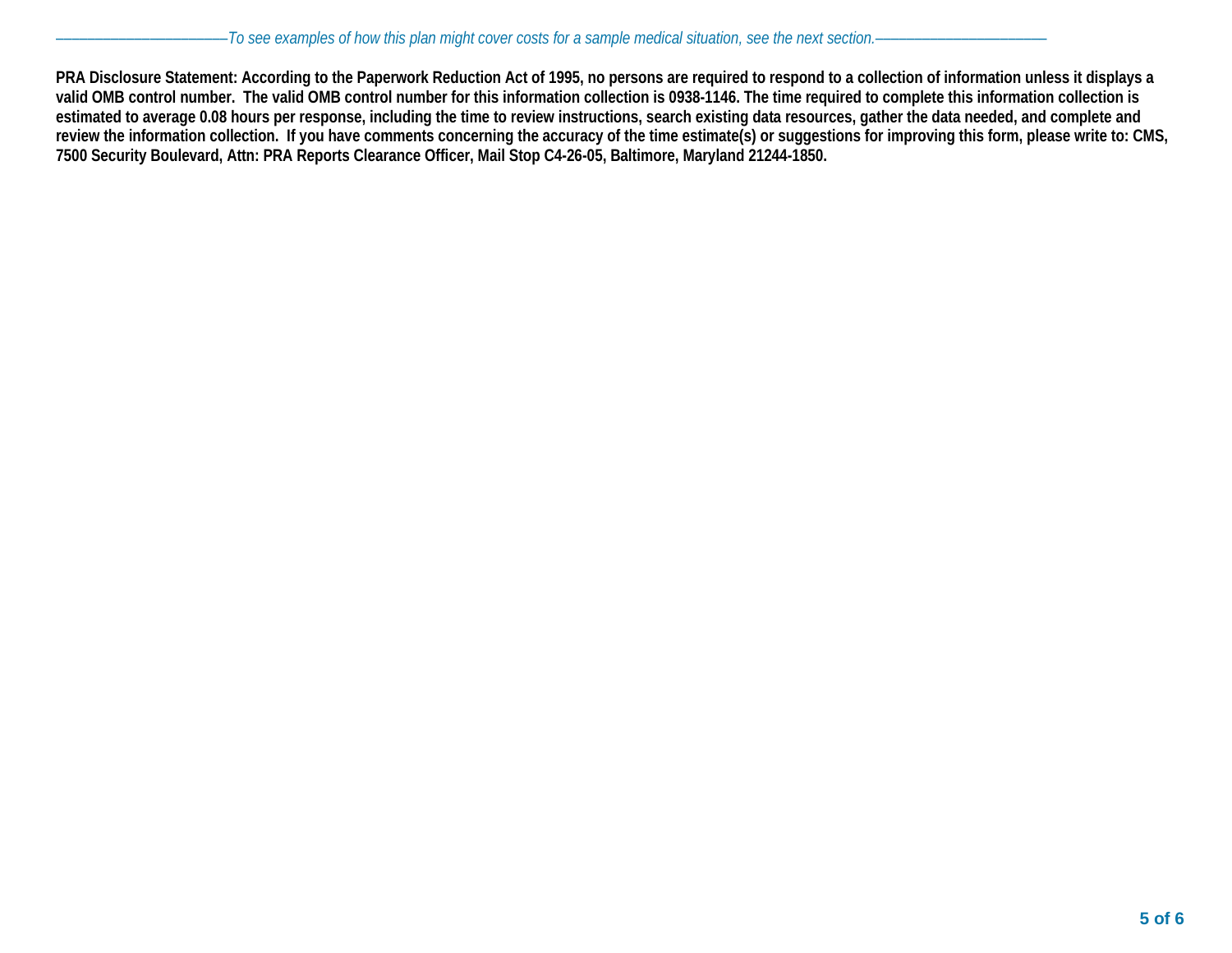*To see examples of how this plan might cover costs for a sample medical situation, see the next section.*

**PRA Disclosure Statement: According to the Paperwork Reduction Act of 1995, no persons are required to respond to a collection of information unless it displays a valid OMB control number. The valid OMB control number for this information collection is 0938-1146. The time required to complete this information collection is estimated to average 0.08 hours per response, including the time to review instructions, search existing data resources, gather the data needed, and complete and review the information collection. If you have comments concerning the accuracy of the time estimate(s) or suggestions for improving this form, please write to: CMS, 7500 Security Boulevard, Attn: PRA Reports Clearance Officer, Mail Stop C4-26-05, Baltimore, Maryland 21244-1850.**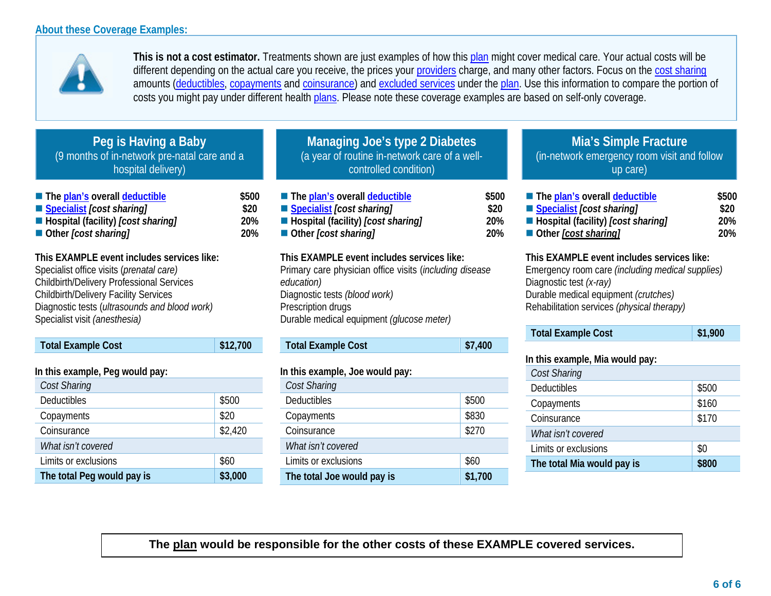## About these Coverage Examples:

**This is not a cost estimator.** Treatments shown are just examples of how this plan might cover medical care. Your actual costs will be different depending on the actual care you receive, the prices your providers charge, and many other factors. Focus on the cost sharing amounts (deductibles, copayments and coinsurance) and excluded services under the plan. Use this information to compare the portion of costs you might pay under different health plans. Please note these coverage examples are based on self-only coverage.

### Peg is Having a Baby
(9 months of in-network pre-natal care and a hospital delivery)

- **The plan's overall deductible** — **$500**
- **Specialist *[cost sharing]*** — **$20**
- **Hospital (facility) *[cost sharing]*** — **20%**
- **Other *[cost sharing]*** — **20%**

**This EXAMPLE event includes services like:**
Specialist office visits (*prenatal care)*
Childbirth/Delivery Professional Services
Childbirth/Delivery Facility Services
Diagnostic tests (*ultrasounds and blood work)*
Specialist visit *(anesthesia)*

| | |
|---|---|
| **Total Example Cost** | **$12,700** |

**In this example, Peg would pay:**

| | |
|---|---|
| *Cost Sharing* | |
| Deductibles | $500 |
| Copayments | $20 |
| Coinsurance | $2,420 |
| *What isn't covered* | |
| Limits or exclusions | $60 |
| **The total Peg would pay is** | **$3,000** |

### Managing Joe's type 2 Diabetes
(a year of routine in-network care of a well-controlled condition)

- **The plan's overall deductible** — **$500**
- **Specialist *[cost sharing]*** — **$20**
- **Hospital (facility) *[cost sharing]*** — **20%**
- **Other *[cost sharing]*** — **20%**

**This EXAMPLE event includes services like:**
Primary care physician office visits (*including disease education)*
Diagnostic tests *(blood work)*
Prescription drugs
Durable medical equipment *(glucose meter)*

| | |
|---|---|
| **Total Example Cost** | **$7,400** |

**In this example, Joe would pay:**

| | |
|---|---|
| *Cost Sharing* | |
| Deductibles | $500 |
| Copayments | $830 |
| Coinsurance | $270 |
| *What isn't covered* | |
| Limits or exclusions | $60 |
| **The total Joe would pay is** | **$1,700** |

### Mia's Simple Fracture
(in-network emergency room visit and follow up care)

- **The plan's overall deductible** — **$500**
- **Specialist *[cost sharing]*** — **$20**
- **Hospital (facility) *[cost sharing]*** — **20%**
- **Other *[cost sharing]*** — **20%**

**This EXAMPLE event includes services like:**
Emergency room care *(including medical supplies)*
Diagnostic test *(x-ray)*
Durable medical equipment *(crutches)*
Rehabilitation services *(physical therapy)*

| | |
|---|---|
| **Total Example Cost** | **$1,900** |

**In this example, Mia would pay:**

| | |
|---|---|
| *Cost Sharing* | |
| Deductibles | $500 |
| Copayments | $160 |
| Coinsurance | $170 |
| *What isn't covered* | |
| Limits or exclusions | $0 |
| **The total Mia would pay is** | **$800** |

**The plan would be responsible for the other costs of these EXAMPLE covered services.**